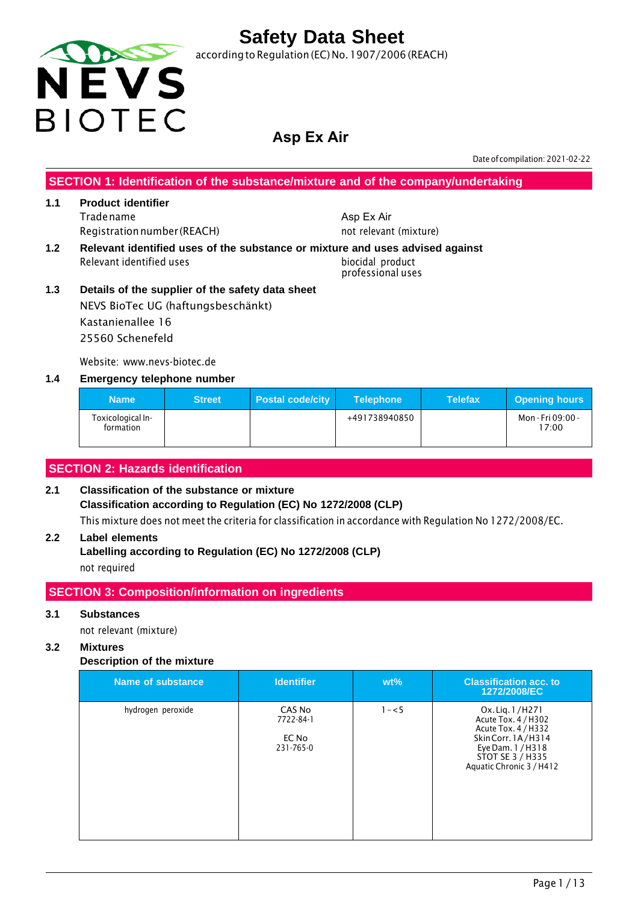# Safety Data Sheet

according to Regulation (EC) No. 1907/2006 (REACH)

## Asp Ex Air

Date of compilation: 2021-02-22

## SECTION 1: Identification of the substance/mixture and of the company/undertaking

**1.1 Product identifier**

Trade name — Asp Ex Air

Registration number (REACH) — not relevant (mixture)

**1.2 Relevant identified uses of the substance or mixture and uses advised against**

Relevant identified uses — biocidal product, professional uses

**1.3 Details of the supplier of the safety data sheet**

NEVS BioTec UG (haftungsbeschänkt)
Kastanienallee 16
25560 Schenefeld

Website: www.nevs-biotec.de

**1.4 Emergency telephone number**

| Name | Street | Postal code/city | Telephone | Telefax | Opening hours |
|---|---|---|---|---|---|
| Toxicological Information | | | +491738940850 | | Mon - Fri 09:00 - 17:00 |

## SECTION 2: Hazards identification

**2.1 Classification of the substance or mixture**

**Classification according to Regulation (EC) No 1272/2008 (CLP)**

This mixture does not meet the criteria for classification in accordance with Regulation No 1272/2008/EC.

**2.2 Label elements**

**Labelling according to Regulation (EC) No 1272/2008 (CLP)**

not required

## SECTION 3: Composition/information on ingredients

**3.1 Substances**

not relevant (mixture)

**3.2 Mixtures**

**Description of the mixture**

| Name of substance | Identifier | wt% | Classification acc. to 1272/2008/EC |
|---|---|---|---|
| hydrogen peroxide | CAS No 7722-84-1<br>EC No 231-765-0 | 1 – < 5 | Ox. Liq. 1 / H271<br>Acute Tox. 4 / H302<br>Acute Tox. 4 / H332<br>Skin Corr. 1A / H314<br>Eye Dam. 1 / H318<br>STOT SE 3 / H335<br>Aquatic Chronic 3 / H412 |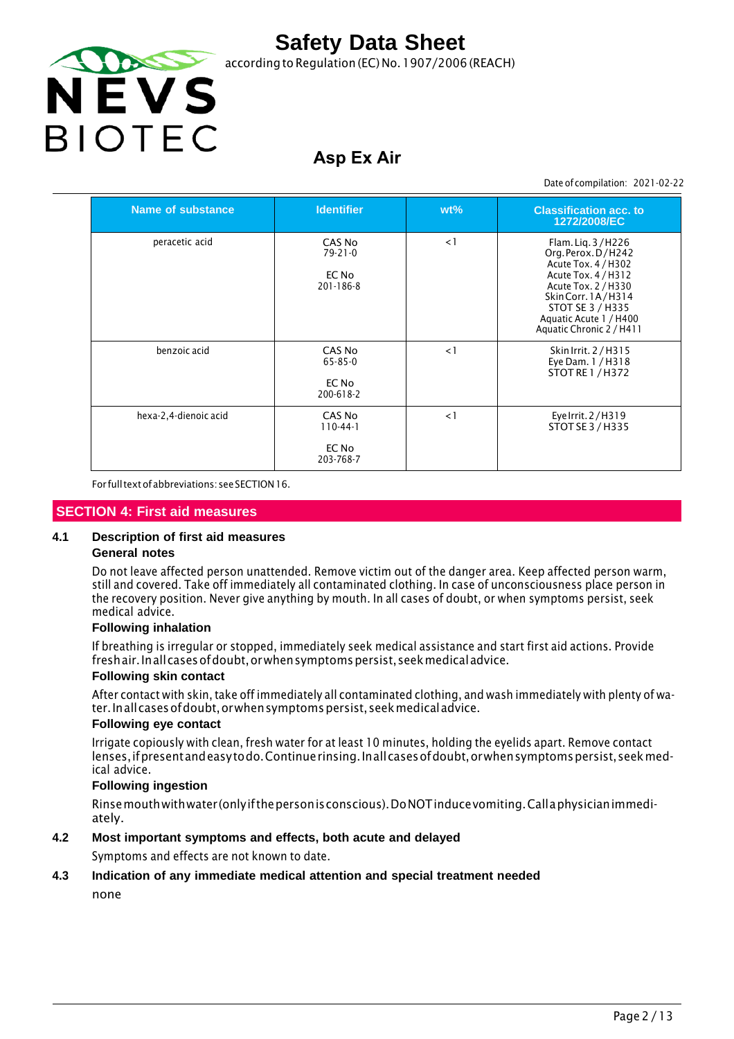| Name of substance | Identifier | wt% | Classification acc. to 1272/2008/EC |
|---|---|---|---|
| peracetic acid | CAS No 79-21-0<br><br>EC No 201-186-8 | <1 | Flam. Liq. 3 / H226<br>Org. Perox. D / H242<br>Acute Tox. 4 / H302<br>Acute Tox. 4 / H312<br>Acute Tox. 2 / H330<br>Skin Corr. 1A / H314<br>STOT SE 3 / H335<br>Aquatic Acute 1 / H400<br>Aquatic Chronic 2 / H411 |
| benzoic acid | CAS No 65-85-0<br><br>EC No 200-618-2 | <1 | Skin Irrit. 2 / H315<br>Eye Dam. 1 / H318<br>STOT RE 1 / H372 |
| hexa-2,4-dienoic acid | CAS No 110-44-1<br><br>EC No 203-768-7 | <1 | Eye Irrit. 2 / H319<br>STOT SE 3 / H335 |

For full text of abbreviations: see SECTION 16.

## SECTION 4: First aid measures

### 4.1 Description of first aid measures

**General notes**

Do not leave affected person unattended. Remove victim out of the danger area. Keep affected person warm, still and covered. Take off immediately all contaminated clothing. In case of unconsciousness place person in the recovery position. Never give anything by mouth. In all cases of doubt, or when symptoms persist, seek medical advice.

**Following inhalation**

If breathing is irregular or stopped, immediately seek medical assistance and start first aid actions. Provide fresh air. In all cases of doubt, or when symptoms persist, seek medical advice.

**Following skin contact**

After contact with skin, take off immediately all contaminated clothing, and wash immediately with plenty of water. In all cases of doubt, or when symptoms persist, seek medical advice.

**Following eye contact**

Irrigate copiously with clean, fresh water for at least 10 minutes, holding the eyelids apart. Remove contact lenses, if present and easy to do. Continue rinsing. In all cases of doubt, or when symptoms persist, seek medical advice.

**Following ingestion**

Rinse mouth with water (only if the person is conscious). Do NOT induce vomiting. Call a physician immediately.

### 4.2 Most important symptoms and effects, both acute and delayed

Symptoms and effects are not known to date.

### 4.3 Indication of any immediate medical attention and special treatment needed

none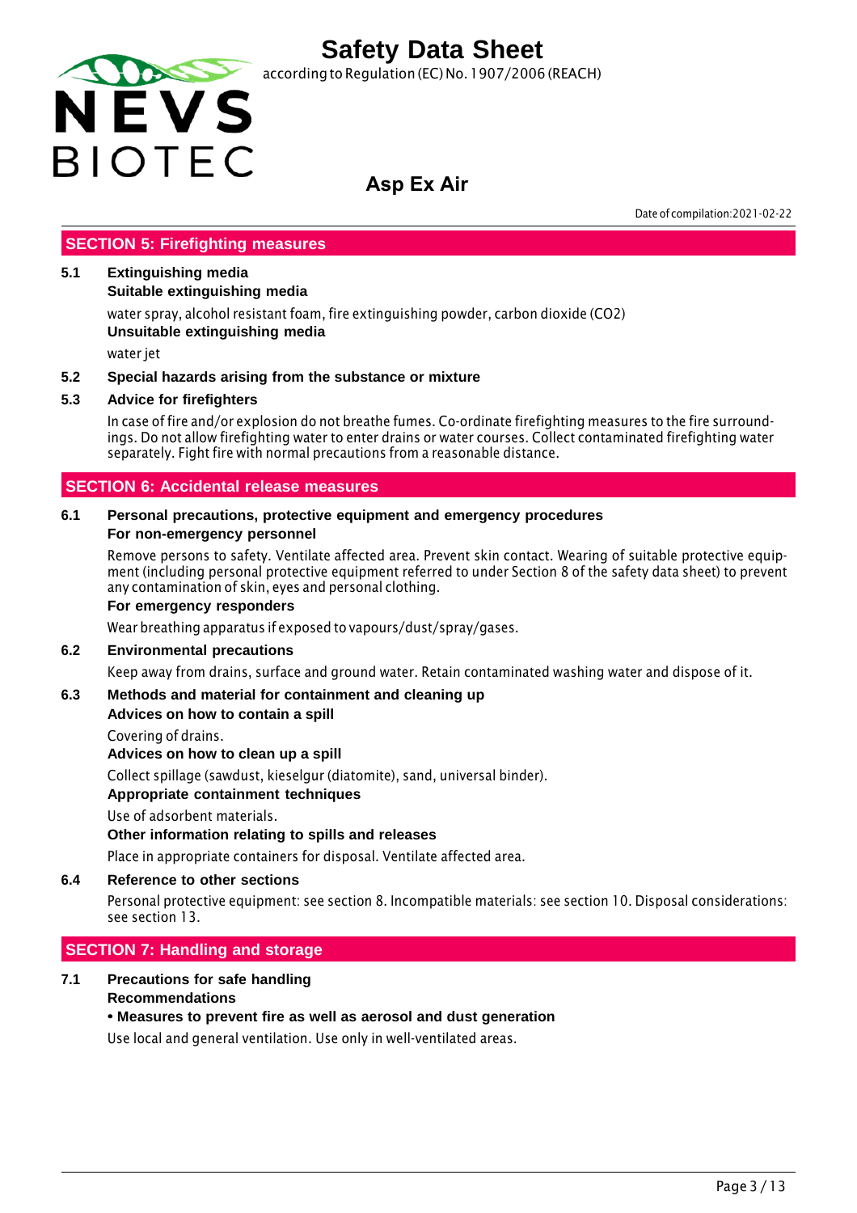## SECTION 5: Firefighting measures

**5.1 Extinguishing media**

**Suitable extinguishing media**

water spray, alcohol resistant foam, fire extinguishing powder, carbon dioxide ($CO_2$)

**Unsuitable extinguishing media**

water jet

**5.2 Special hazards arising from the substance or mixture**

**5.3 Advice for firefighters**

In case of fire and/or explosion do not breathe fumes. Co-ordinate firefighting measures to the fire surroundings. Do not allow firefighting water to enter drains or water courses. Collect contaminated firefighting water separately. Fight fire with normal precautions from a reasonable distance.

## SECTION 6: Accidental release measures

**6.1 Personal precautions, protective equipment and emergency procedures**

**For non-emergency personnel**

Remove persons to safety. Ventilate affected area. Prevent skin contact. Wearing of suitable protective equipment (including personal protective equipment referred to under Section 8 of the safety data sheet) to prevent any contamination of skin, eyes and personal clothing.

**For emergency responders**

Wear breathing apparatus if exposed to vapours/dust/spray/gases.

**6.2 Environmental precautions**

Keep away from drains, surface and ground water. Retain contaminated washing water and dispose of it.

**6.3 Methods and material for containment and cleaning up**

**Advices on how to contain a spill**

Covering of drains.

**Advices on how to clean up a spill**

Collect spillage (sawdust, kieselgur (diatomite), sand, universal binder).

**Appropriate containment techniques**

Use of adsorbent materials.

**Other information relating to spills and releases**

Place in appropriate containers for disposal. Ventilate affected area.

**6.4 Reference to other sections**

Personal protective equipment: see section 8. Incompatible materials: see section 10. Disposal considerations: see section 13.

## SECTION 7: Handling and storage

**7.1 Precautions for safe handling**

**Recommendations**

**• Measures to prevent fire as well as aerosol and dust generation**

Use local and general ventilation. Use only in well-ventilated areas.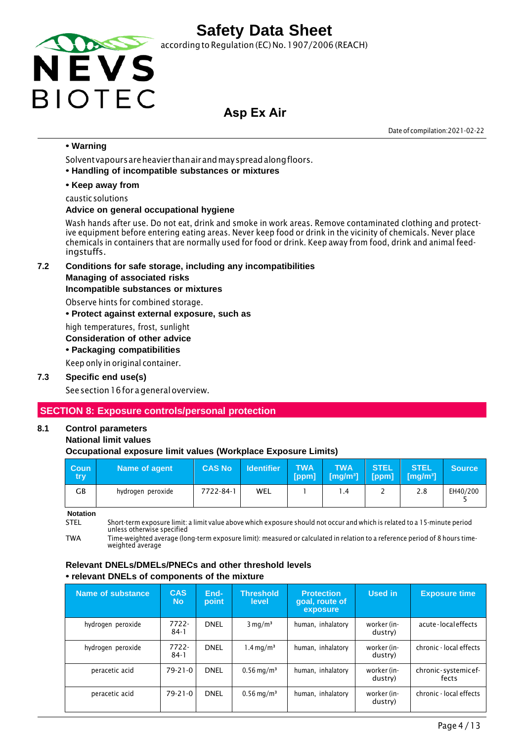• **Warning**

Solvent vapours are heavier than air and may spread along floors.

• **Handling of incompatible substances or mixtures**

• **Keep away from**

caustic solutions

**Advice on general occupational hygiene**

Wash hands after use. Do not eat, drink and smoke in work areas. Remove contaminated clothing and protective equipment before entering eating areas. Never keep food or drink in the vicinity of chemicals. Never place chemicals in containers that are normally used for food or drink. Keep away from food, drink and animal feedingstuffs.

### 7.2 Conditions for safe storage, including any incompatibilities

**Managing of associated risks**

**Incompatible substances or mixtures**

Observe hints for combined storage.

• **Protect against external exposure, such as**

high temperatures, frost, sunlight

**Consideration of other advice**

• **Packaging compatibilities**

Keep only in original container.

### 7.3 Specific end use(s)

See section 16 for a general overview.

## SECTION 8: Exposure controls/personal protection

### 8.1 Control parameters

**National limit values**

**Occupational exposure limit values (Workplace Exposure Limits)**

| Country | Name of agent | CAS No | Identifier | TWA [ppm] | TWA [mg/m³] | STEL [ppm] | STEL [mg/m³] | Source |
|---|---|---|---|---|---|---|---|---|
| GB | hydrogen peroxide | 7722-84-1 | WEL | 1 | 1.4 | 2 | 2.8 | EH40/2005 |

**Notation**

STEL — Short-term exposure limit: a limit value above which exposure should not occur and which is related to a 15-minute period unless otherwise specified

TWA — Time-weighted average (long-term exposure limit): measured or calculated in relation to a reference period of 8 hours time-weighted average

**Relevant DNELs/DMELs/PNECs and other threshold levels**

• **relevant DNELs of components of the mixture**

| Name of substance | CAS No | End-point | Threshold level | Protection goal, route of exposure | Used in | Exposure time |
|---|---|---|---|---|---|---|
| hydrogen peroxide | 7722-84-1 | DNEL | 3 mg/m³ | human, inhalatory | worker (industry) | acute - local effects |
| hydrogen peroxide | 7722-84-1 | DNEL | 1.4 mg/m³ | human, inhalatory | worker (industry) | chronic - local effects |
| peracetic acid | 79-21-0 | DNEL | 0.56 mg/m³ | human, inhalatory | worker (industry) | chronic - systemic effects |
| peracetic acid | 79-21-0 | DNEL | 0.56 mg/m³ | human, inhalatory | worker (industry) | chronic - local effects |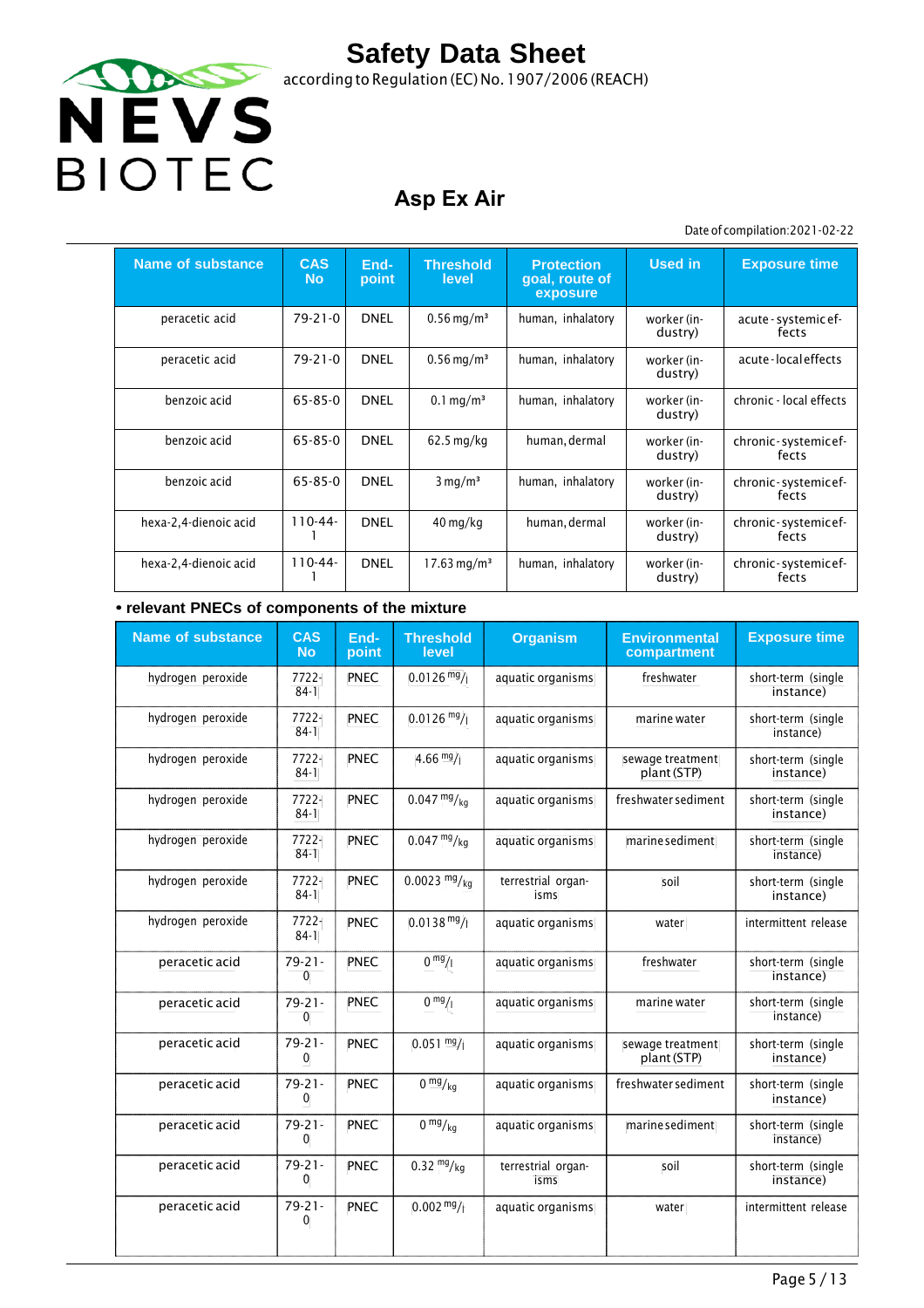# Safety Data Sheet

according to Regulation (EC) No. 1907/2006 (REACH)

## Asp Ex Air

Date of compilation: 2021-02-22

| Name of substance | CAS No | End-point | Threshold level | Protection goal, route of exposure | Used in | Exposure time |
|---|---|---|---|---|---|---|
| peracetic acid | 79-21-0 | DNEL | 0.56 mg/m³ | human, inhalatory | worker (industry) | acute - systemic effects |
| peracetic acid | 79-21-0 | DNEL | 0.56 mg/m³ | human, inhalatory | worker (industry) | acute - local effects |
| benzoic acid | 65-85-0 | DNEL | 0.1 mg/m³ | human, inhalatory | worker (industry) | chronic - local effects |
| benzoic acid | 65-85-0 | DNEL | 62.5 mg/kg | human, dermal | worker (industry) | chronic - systemic effects |
| benzoic acid | 65-85-0 | DNEL | 3 mg/m³ | human, inhalatory | worker (industry) | chronic - systemic effects |
| hexa-2,4-dienoic acid | 110-44-1 | DNEL | 40 mg/kg | human, dermal | worker (industry) | chronic - systemic effects |
| hexa-2,4-dienoic acid | 110-44-1 | DNEL | 17.63 mg/m³ | human, inhalatory | worker (industry) | chronic - systemic effects |

**• relevant PNECs of components of the mixture**

| Name of substance | CAS No | End-point | Threshold level | Organism | Environmental compartment | Exposure time |
|---|---|---|---|---|---|---|
| hydrogen peroxide | 7722-84-1 | PNEC | 0.0126 mg/l | aquatic organisms | freshwater | short-term (single instance) |
| hydrogen peroxide | 7722-84-1 | PNEC | 0.0126 mg/l | aquatic organisms | marine water | short-term (single instance) |
| hydrogen peroxide | 7722-84-1 | PNEC | 4.66 mg/l | aquatic organisms | sewage treatment plant (STP) | short-term (single instance) |
| hydrogen peroxide | 7722-84-1 | PNEC | 0.047 mg/kg | aquatic organisms | freshwater sediment | short-term (single instance) |
| hydrogen peroxide | 7722-84-1 | PNEC | 0.047 mg/kg | aquatic organisms | marine sediment | short-term (single instance) |
| hydrogen peroxide | 7722-84-1 | PNEC | 0.0023 mg/kg | terrestrial organisms | soil | short-term (single instance) |
| hydrogen peroxide | 7722-84-1 | PNEC | 0.0138 mg/l | aquatic organisms | water | intermittent release |
| peracetic acid | 79-21-0 | PNEC | 0 mg/l | aquatic organisms | freshwater | short-term (single instance) |
| peracetic acid | 79-21-0 | PNEC | 0 mg/l | aquatic organisms | marine water | short-term (single instance) |
| peracetic acid | 79-21-0 | PNEC | 0.051 mg/l | aquatic organisms | sewage treatment plant (STP) | short-term (single instance) |
| peracetic acid | 79-21-0 | PNEC | 0 mg/kg | aquatic organisms | freshwater sediment | short-term (single instance) |
| peracetic acid | 79-21-0 | PNEC | 0 mg/kg | aquatic organisms | marine sediment | short-term (single instance) |
| peracetic acid | 79-21-0 | PNEC | 0.32 mg/kg | terrestrial organisms | soil | short-term (single instance) |
| peracetic acid | 79-21-0 | PNEC | 0.002 mg/l | aquatic organisms | water | intermittent release |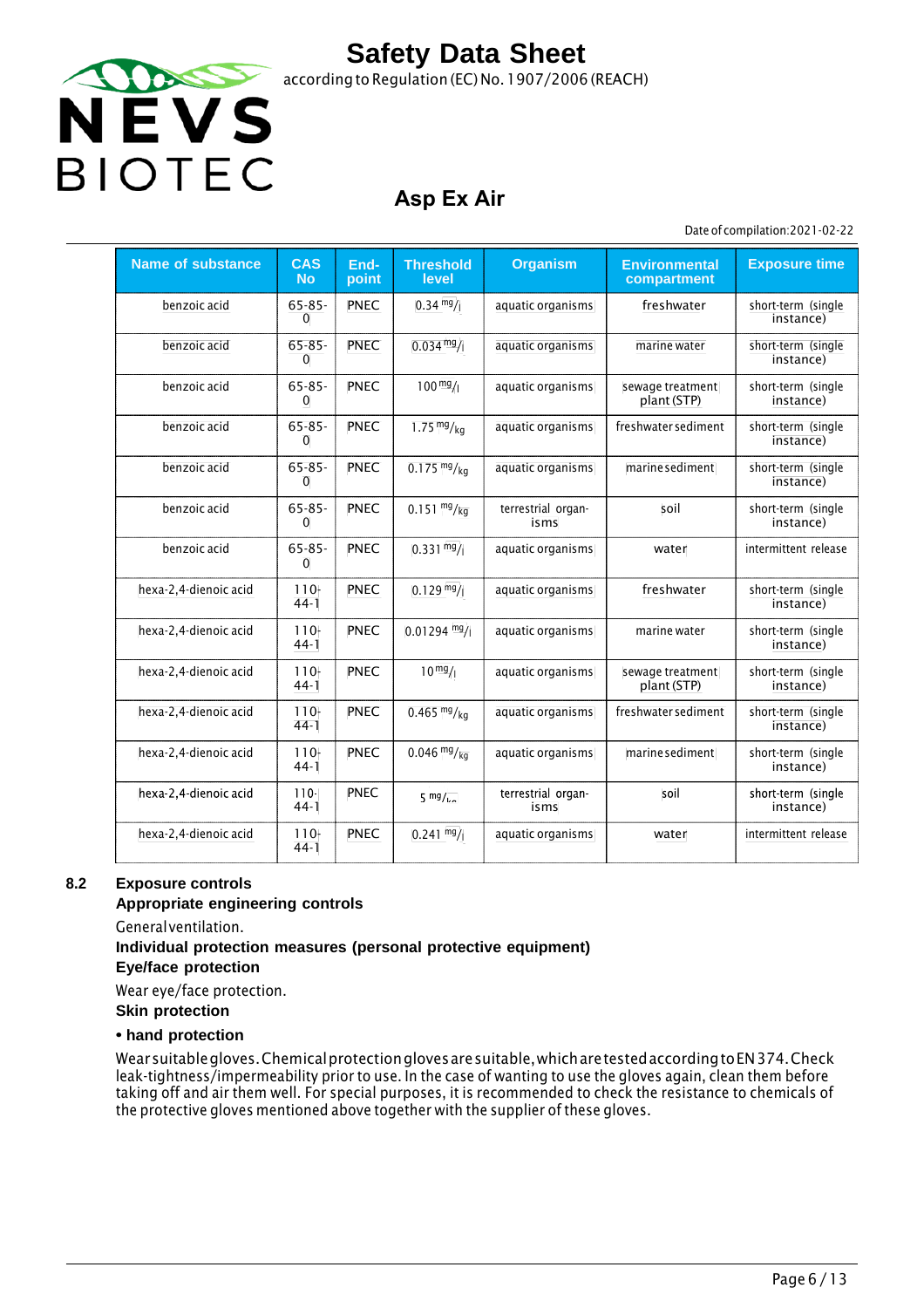| Name of substance | CAS No | End-point | Threshold level | Organism | Environmental compartment | Exposure time |
|---|---|---|---|---|---|---|
| benzoic acid | 65-85-0 | PNEC | 0.34 $^{mg}/_{l}$ | aquatic organisms | freshwater | short-term (single instance) |
| benzoic acid | 65-85-0 | PNEC | 0.034 $^{mg}/_{l}$ | aquatic organisms | marine water | short-term (single instance) |
| benzoic acid | 65-85-0 | PNEC | 100 $^{mg}/_{l}$ | aquatic organisms | sewage treatment plant (STP) | short-term (single instance) |
| benzoic acid | 65-85-0 | PNEC | 1.75 $^{mg}/_{kg}$ | aquatic organisms | freshwater sediment | short-term (single instance) |
| benzoic acid | 65-85-0 | PNEC | 0.175 $^{mg}/_{kg}$ | aquatic organisms | marine sediment | short-term (single instance) |
| benzoic acid | 65-85-0 | PNEC | 0.151 $^{mg}/_{kg}$ | terrestrial organisms | soil | short-term (single instance) |
| benzoic acid | 65-85-0 | PNEC | 0.331 $^{mg}/_{l}$ | aquatic organisms | water | intermittent release |
| hexa-2,4-dienoic acid | 110-44-1 | PNEC | 0.129 $^{mg}/_{l}$ | aquatic organisms | freshwater | short-term (single instance) |
| hexa-2,4-dienoic acid | 110-44-1 | PNEC | 0.01294 $^{mg}/_{l}$ | aquatic organisms | marine water | short-term (single instance) |
| hexa-2,4-dienoic acid | 110-44-1 | PNEC | 10 $^{mg}/_{l}$ | aquatic organisms | sewage treatment plant (STP) | short-term (single instance) |
| hexa-2,4-dienoic acid | 110-44-1 | PNEC | 0.465 $^{mg}/_{kg}$ | aquatic organisms | freshwater sediment | short-term (single instance) |
| hexa-2,4-dienoic acid | 110-44-1 | PNEC | 0.046 $^{mg}/_{kg}$ | aquatic organisms | marine sediment | short-term (single instance) |
| hexa-2,4-dienoic acid | 110-44-1 | PNEC | 5 $^{mg}/_{kg}$ | terrestrial organisms | soil | short-term (single instance) |
| hexa-2,4-dienoic acid | 110-44-1 | PNEC | 0.241 $^{mg}/_{l}$ | aquatic organisms | water | intermittent release |

## 8.2 Exposure controls

**Appropriate engineering controls**

General ventilation.

**Individual protection measures (personal protective equipment)**

**Eye/face protection**

Wear eye/face protection.

**Skin protection**

**• hand protection**

Wear suitable gloves. Chemical protection gloves are suitable, which are tested according to EN 374. Check leak-tightness/impermeability prior to use. In the case of wanting to use the gloves again, clean them before taking off and air them well. For special purposes, it is recommended to check the resistance to chemicals of the protective gloves mentioned above together with the supplier of these gloves.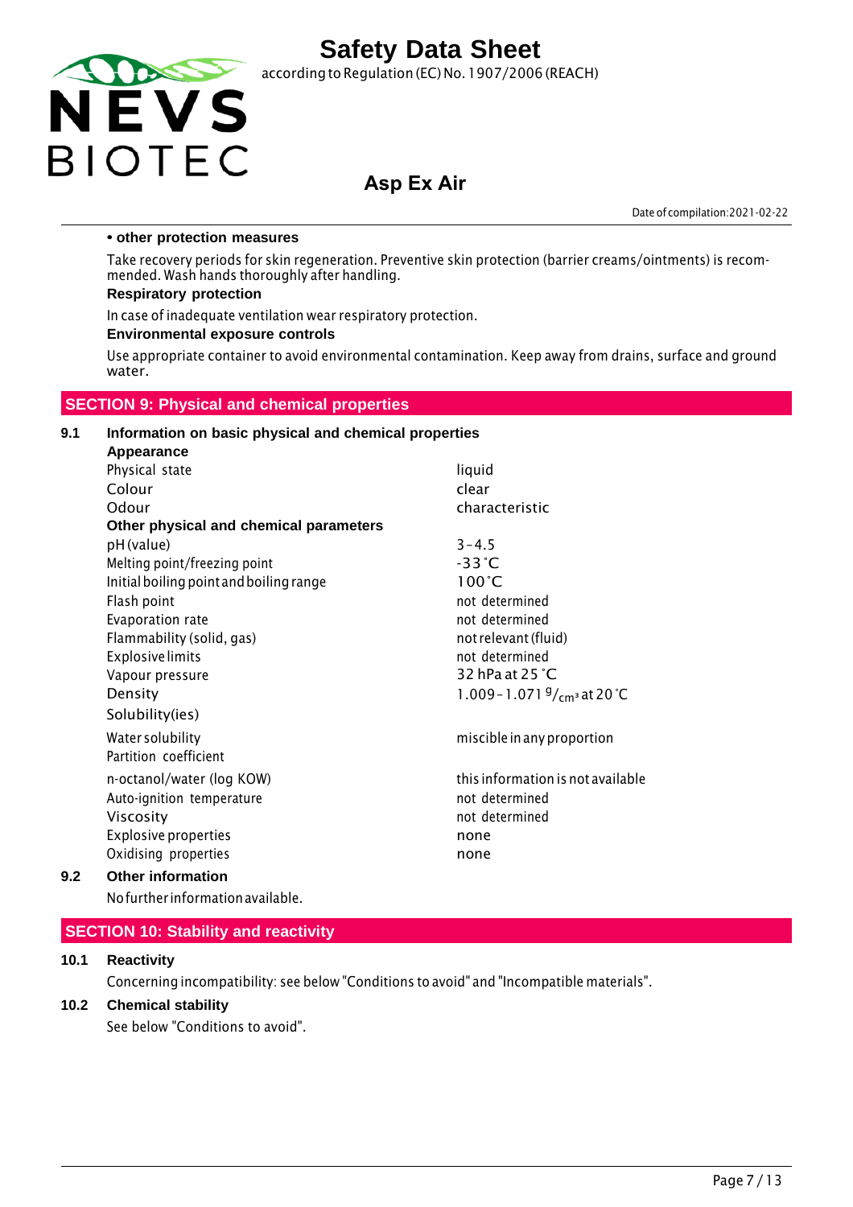**• other protection measures**

Take recovery periods for skin regeneration. Preventive skin protection (barrier creams/ointments) is recommended. Wash hands thoroughly after handling.

**Respiratory protection**

In case of inadequate ventilation wear respiratory protection.

**Environmental exposure controls**

Use appropriate container to avoid environmental contamination. Keep away from drains, surface and ground water.

## SECTION 9: Physical and chemical properties

### 9.1 Information on basic physical and chemical properties

**Appearance**

| | |
|---|---|
| Physical state | liquid |
| Colour | clear |
| Odour | characteristic |

**Other physical and chemical parameters**

| | |
|---|---|
| pH (value) | 3 – 4.5 |
| Melting point/freezing point | -33 °C |
| Initial boiling point and boiling range | 100 °C |
| Flash point | not determined |
| Evaporation rate | not determined |
| Flammability (solid, gas) | not relevant (fluid) |
| Explosive limits | not determined |
| Vapour pressure | 32 hPa at 25 °C |
| Density | 1.009 – 1.071 $^{g}/_{cm^3}$ at 20 °C |
| Solubility(ies) | |
| Water solubility | miscible in any proportion |
| Partition coefficient | |
| n-octanol/water (log KOW) | this information is not available |
| Auto-ignition temperature | not determined |
| Viscosity | not determined |
| Explosive properties | none |
| Oxidising properties | none |

### 9.2 Other information

No further information available.

## SECTION 10: Stability and reactivity

### 10.1 Reactivity

Concerning incompatibility: see below "Conditions to avoid" and "Incompatible materials".

### 10.2 Chemical stability

See below "Conditions to avoid".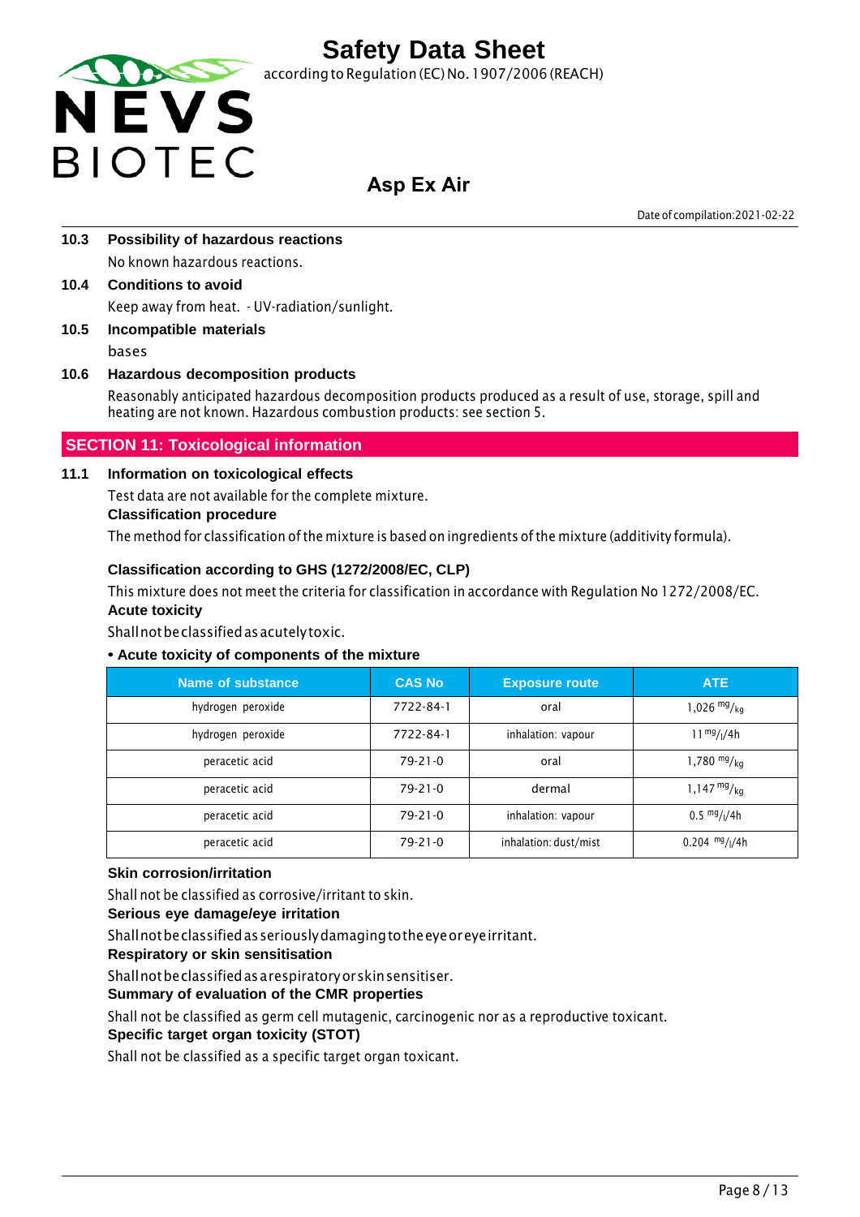### 10.3 Possibility of hazardous reactions

No known hazardous reactions.

### 10.4 Conditions to avoid

Keep away from heat. - UV-radiation/sunlight.

### 10.5 Incompatible materials

bases

### 10.6 Hazardous decomposition products

Reasonably anticipated hazardous decomposition products produced as a result of use, storage, spill and heating are not known. Hazardous combustion products: see section 5.

## SECTION 11: Toxicological information

### 11.1 Information on toxicological effects

Test data are not available for the complete mixture.

**Classification procedure**

The method for classification of the mixture is based on ingredients of the mixture (additivity formula).

**Classification according to GHS (1272/2008/EC, CLP)**

This mixture does not meet the criteria for classification in accordance with Regulation No 1272/2008/EC.

**Acute toxicity**

Shall not be classified as acutely toxic.

**• Acute toxicity of components of the mixture**

| Name of substance | CAS No | Exposure route | ATE |
|---|---|---|---|
| hydrogen peroxide | 7722-84-1 | oral | 1,026 $^{mg}/_{kg}$ |
| hydrogen peroxide | 7722-84-1 | inhalation: vapour | 11 $^{mg}/_{l}$/4h |
| peracetic acid | 79-21-0 | oral | 1,780 $^{mg}/_{kg}$ |
| peracetic acid | 79-21-0 | dermal | 1,147 $^{mg}/_{kg}$ |
| peracetic acid | 79-21-0 | inhalation: vapour | 0.5 $^{mg}/_{l}$/4h |
| peracetic acid | 79-21-0 | inhalation: dust/mist | 0.204 $^{mg}/_{l}$/4h |

**Skin corrosion/irritation**

Shall not be classified as corrosive/irritant to skin.

**Serious eye damage/eye irritation**

Shall not be classified as seriously damaging to the eye or eye irritant.

**Respiratory or skin sensitisation**

Shall not be classified as a respiratory or skin sensitiser.

**Summary of evaluation of the CMR properties**

Shall not be classified as germ cell mutagenic, carcinogenic nor as a reproductive toxicant.

**Specific target organ toxicity (STOT)**

Shall not be classified as a specific target organ toxicant.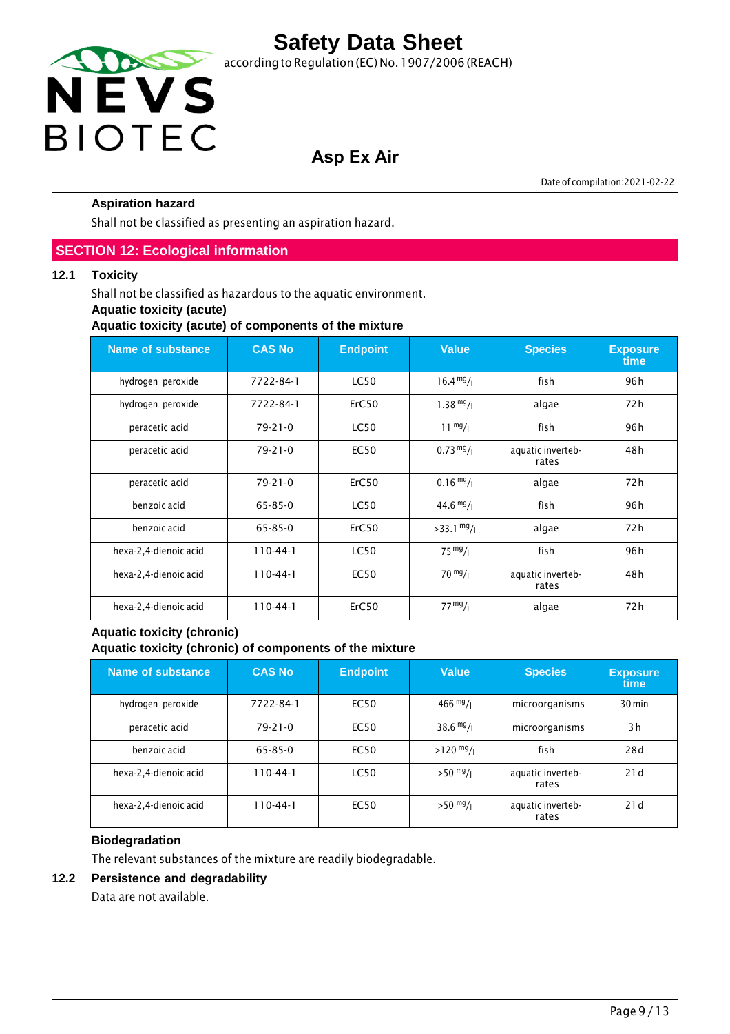### Aspiration hazard

Shall not be classified as presenting an aspiration hazard.

## SECTION 12: Ecological information

### 12.1 Toxicity

Shall not be classified as hazardous to the aquatic environment.

**Aquatic toxicity (acute)**

**Aquatic toxicity (acute) of components of the mixture**

| Name of substance | CAS No | Endpoint | Value | Species | Exposure time |
|---|---|---|---|---|---|
| hydrogen peroxide | 7722-84-1 | LC50 | 16.4 mg/l | fish | 96 h |
| hydrogen peroxide | 7722-84-1 | ErC50 | 1.38 mg/l | algae | 72 h |
| peracetic acid | 79-21-0 | LC50 | 11 mg/l | fish | 96 h |
| peracetic acid | 79-21-0 | EC50 | 0.73 mg/l | aquatic invertebrates | 48 h |
| peracetic acid | 79-21-0 | ErC50 | 0.16 mg/l | algae | 72 h |
| benzoic acid | 65-85-0 | LC50 | 44.6 mg/l | fish | 96 h |
| benzoic acid | 65-85-0 | ErC50 | >33.1 mg/l | algae | 72 h |
| hexa-2,4-dienoic acid | 110-44-1 | LC50 | 75 mg/l | fish | 96 h |
| hexa-2,4-dienoic acid | 110-44-1 | EC50 | 70 mg/l | aquatic invertebrates | 48 h |
| hexa-2,4-dienoic acid | 110-44-1 | ErC50 | 77 mg/l | algae | 72 h |

**Aquatic toxicity (chronic)**

**Aquatic toxicity (chronic) of components of the mixture**

| Name of substance | CAS No | Endpoint | Value | Species | Exposure time |
|---|---|---|---|---|---|
| hydrogen peroxide | 7722-84-1 | EC50 | 466 mg/l | microorganisms | 30 min |
| peracetic acid | 79-21-0 | EC50 | 38.6 mg/l | microorganisms | 3 h |
| benzoic acid | 65-85-0 | EC50 | >120 mg/l | fish | 28 d |
| hexa-2,4-dienoic acid | 110-44-1 | LC50 | >50 mg/l | aquatic invertebrates | 21 d |
| hexa-2,4-dienoic acid | 110-44-1 | EC50 | >50 mg/l | aquatic invertebrates | 21 d |

**Biodegradation**

The relevant substances of the mixture are readily biodegradable.

### 12.2 Persistence and degradability

Data are not available.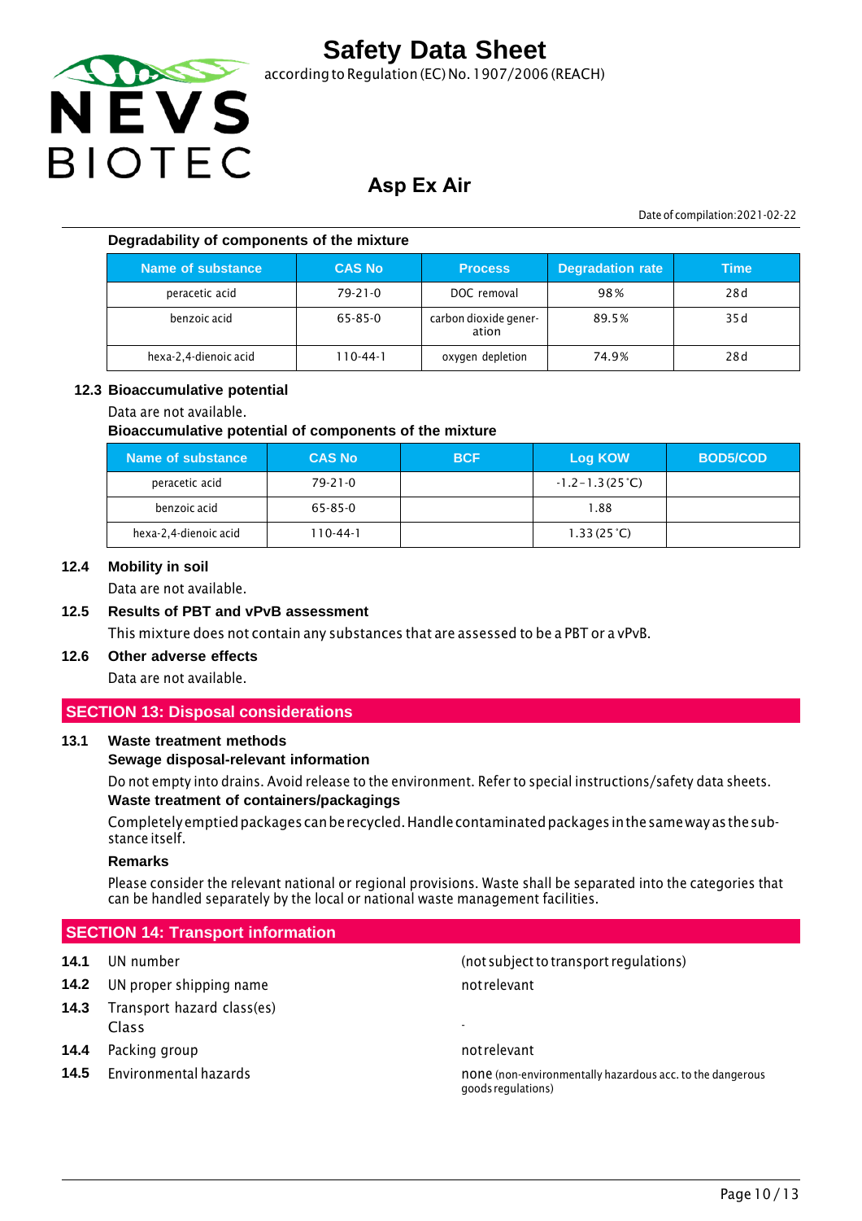**Degradability of components of the mixture**

| Name of substance | CAS No | Process | Degradation rate | Time |
|---|---|---|---|---|
| peracetic acid | 79-21-0 | DOC removal | 98 % | 28 d |
| benzoic acid | 65-85-0 | carbon dioxide generation | 89.5 % | 35 d |
| hexa-2,4-dienoic acid | 110-44-1 | oxygen depletion | 74.9 % | 28 d |

### 12.3 Bioaccumulative potential

Data are not available.

**Bioaccumulative potential of components of the mixture**

| Name of substance | CAS No | BCF | Log KOW | BOD5/COD |
|---|---|---|---|---|
| peracetic acid | 79-21-0 | | -1.2 – 1.3 (25 °C) | |
| benzoic acid | 65-85-0 | | 1.88 | |
| hexa-2,4-dienoic acid | 110-44-1 | | 1.33 (25 °C) | |

### 12.4 Mobility in soil

Data are not available.

### 12.5 Results of PBT and vPvB assessment

This mixture does not contain any substances that are assessed to be a PBT or a vPvB.

### 12.6 Other adverse effects

Data are not available.

## SECTION 13: Disposal considerations

### 13.1 Waste treatment methods

**Sewage disposal-relevant information**

Do not empty into drains. Avoid release to the environment. Refer to special instructions/safety data sheets.

**Waste treatment of containers/packagings**

Completely emptied packages can be recycled. Handle contaminated packages in the same way as the substance itself.

**Remarks**

Please consider the relevant national or regional provisions. Waste shall be separated into the categories that can be handled separately by the local or national waste management facilities.

## SECTION 14: Transport information

| | | |
|---|---|---|
| **14.1** | UN number | (not subject to transport regulations) |
| **14.2** | UN proper shipping name | not relevant |
| **14.3** | Transport hazard class(es) | |
| | Class | - |
| **14.4** | Packing group | not relevant |
| **14.5** | Environmental hazards | none (non-environmentally hazardous acc. to the dangerous goods regulations) |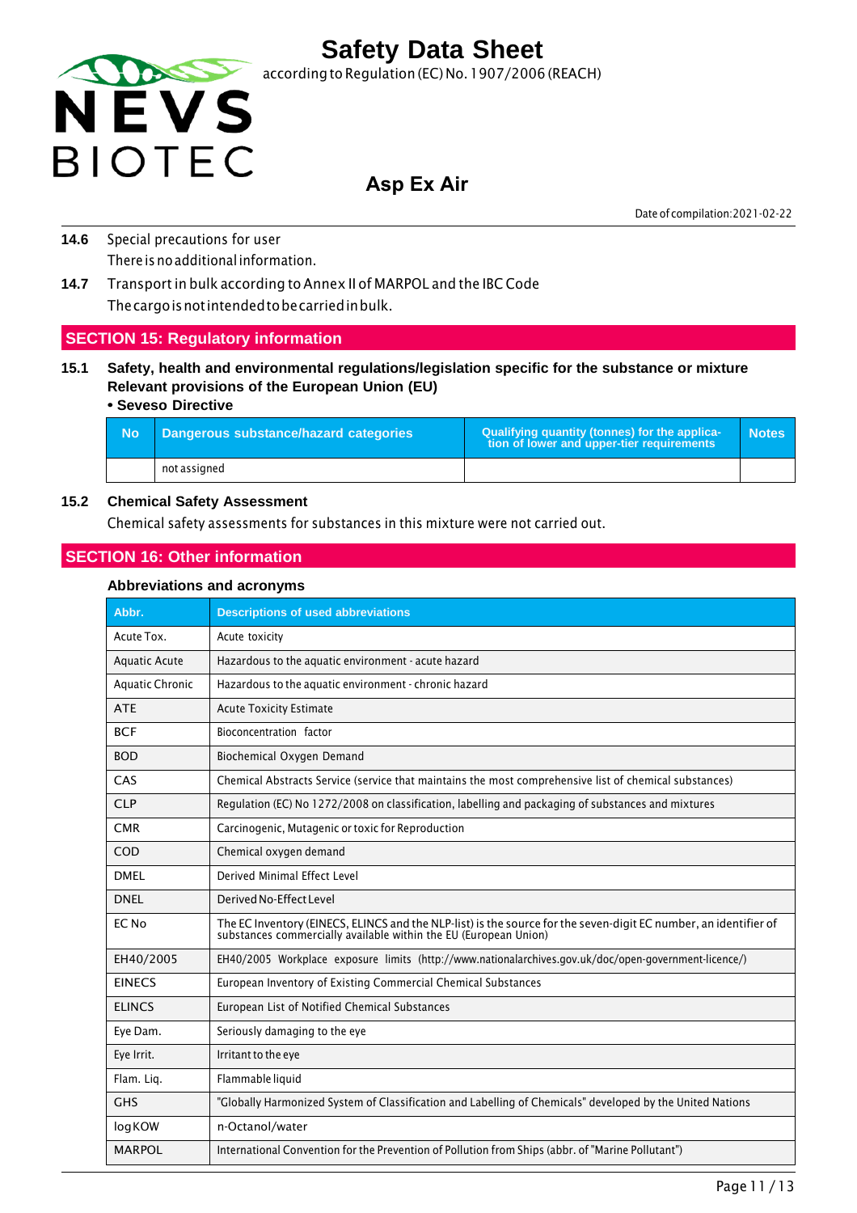**14.6** Special precautions for user

There is no additional information.

**14.7** Transport in bulk according to Annex II of MARPOL and the IBC Code

The cargo is not intended to be carried in bulk.

## SECTION 15: Regulatory information

### 15.1 Safety, health and environmental regulations/legislation specific for the substance or mixture

**Relevant provisions of the European Union (EU)**

**• Seveso Directive**

| No | Dangerous substance/hazard categories | Qualifying quantity (tonnes) for the application of lower and upper-tier requirements | Notes |
|---|---|---|---|
| | not assigned | | |

### 15.2 Chemical Safety Assessment

Chemical safety assessments for substances in this mixture were not carried out.

## SECTION 16: Other information

### Abbreviations and acronyms

| Abbr. | Descriptions of used abbreviations |
|---|---|
| Acute Tox. | Acute toxicity |
| Aquatic Acute | Hazardous to the aquatic environment - acute hazard |
| Aquatic Chronic | Hazardous to the aquatic environment - chronic hazard |
| ATE | Acute Toxicity Estimate |
| BCF | Bioconcentration factor |
| BOD | Biochemical Oxygen Demand |
| CAS | Chemical Abstracts Service (service that maintains the most comprehensive list of chemical substances) |
| CLP | Regulation (EC) No 1272/2008 on classification, labelling and packaging of substances and mixtures |
| CMR | Carcinogenic, Mutagenic or toxic for Reproduction |
| COD | Chemical oxygen demand |
| DMEL | Derived Minimal Effect Level |
| DNEL | Derived No-Effect Level |
| EC No | The EC Inventory (EINECS, ELINCS and the NLP-list) is the source for the seven-digit EC number, an identifier of substances commercially available within the EU (European Union) |
| EH40/2005 | EH40/2005 Workplace exposure limits (http://www.nationalarchives.gov.uk/doc/open-government-licence/) |
| EINECS | European Inventory of Existing Commercial Chemical Substances |
| ELINCS | European List of Notified Chemical Substances |
| Eye Dam. | Seriously damaging to the eye |
| Eye Irrit. | Irritant to the eye |
| Flam. Liq. | Flammable liquid |
| GHS | "Globally Harmonized System of Classification and Labelling of Chemicals" developed by the United Nations |
| log KOW | n-Octanol/water |
| MARPOL | International Convention for the Prevention of Pollution from Ships (abbr. of "Marine Pollutant") |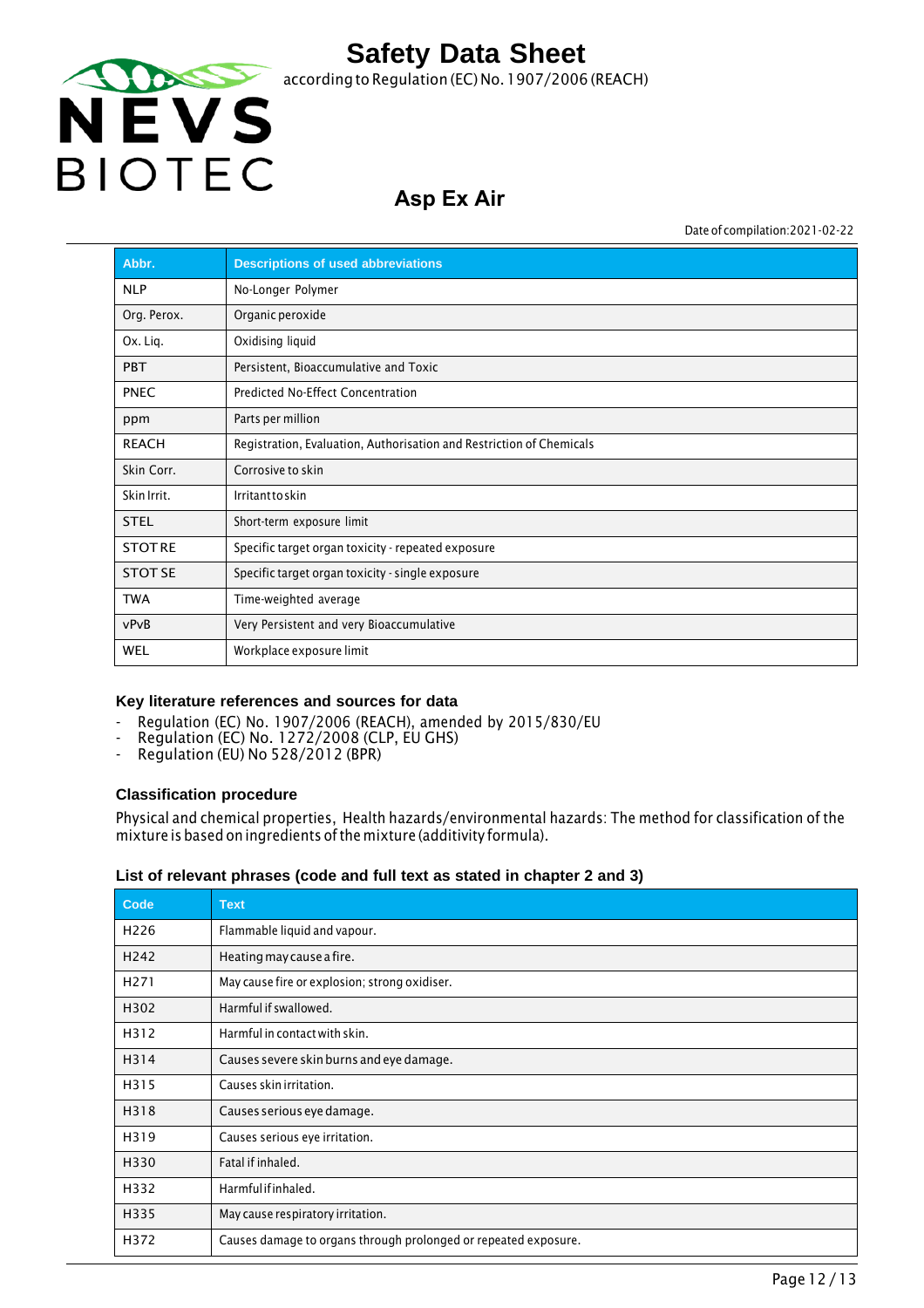| Abbr. | Descriptions of used abbreviations |
|---|---|
| NLP | No-Longer Polymer |
| Org. Perox. | Organic peroxide |
| Ox. Liq. | Oxidising liquid |
| PBT | Persistent, Bioaccumulative and Toxic |
| PNEC | Predicted No-Effect Concentration |
| ppm | Parts per million |
| REACH | Registration, Evaluation, Authorisation and Restriction of Chemicals |
| Skin Corr. | Corrosive to skin |
| Skin Irrit. | Irritant to skin |
| STEL | Short-term exposure limit |
| STOT RE | Specific target organ toxicity - repeated exposure |
| STOT SE | Specific target organ toxicity - single exposure |
| TWA | Time-weighted average |
| vPvB | Very Persistent and very Bioaccumulative |
| WEL | Workplace exposure limit |

### Key literature references and sources for data

- Regulation (EC) No. 1907/2006 (REACH), amended by 2015/830/EU
- Regulation (EC) No. 1272/2008 (CLP, EU GHS)
- Regulation (EU) No 528/2012 (BPR)

### Classification procedure

Physical and chemical properties, Health hazards/environmental hazards: The method for classification of the mixture is based on ingredients of the mixture (additivity formula).

### List of relevant phrases (code and full text as stated in chapter 2 and 3)

| Code | Text |
|---|---|
| H226 | Flammable liquid and vapour. |
| H242 | Heating may cause a fire. |
| H271 | May cause fire or explosion; strong oxidiser. |
| H302 | Harmful if swallowed. |
| H312 | Harmful in contact with skin. |
| H314 | Causes severe skin burns and eye damage. |
| H315 | Causes skin irritation. |
| H318 | Causes serious eye damage. |
| H319 | Causes serious eye irritation. |
| H330 | Fatal if inhaled. |
| H332 | Harmful if inhaled. |
| H335 | May cause respiratory irritation. |
| H372 | Causes damage to organs through prolonged or repeated exposure. |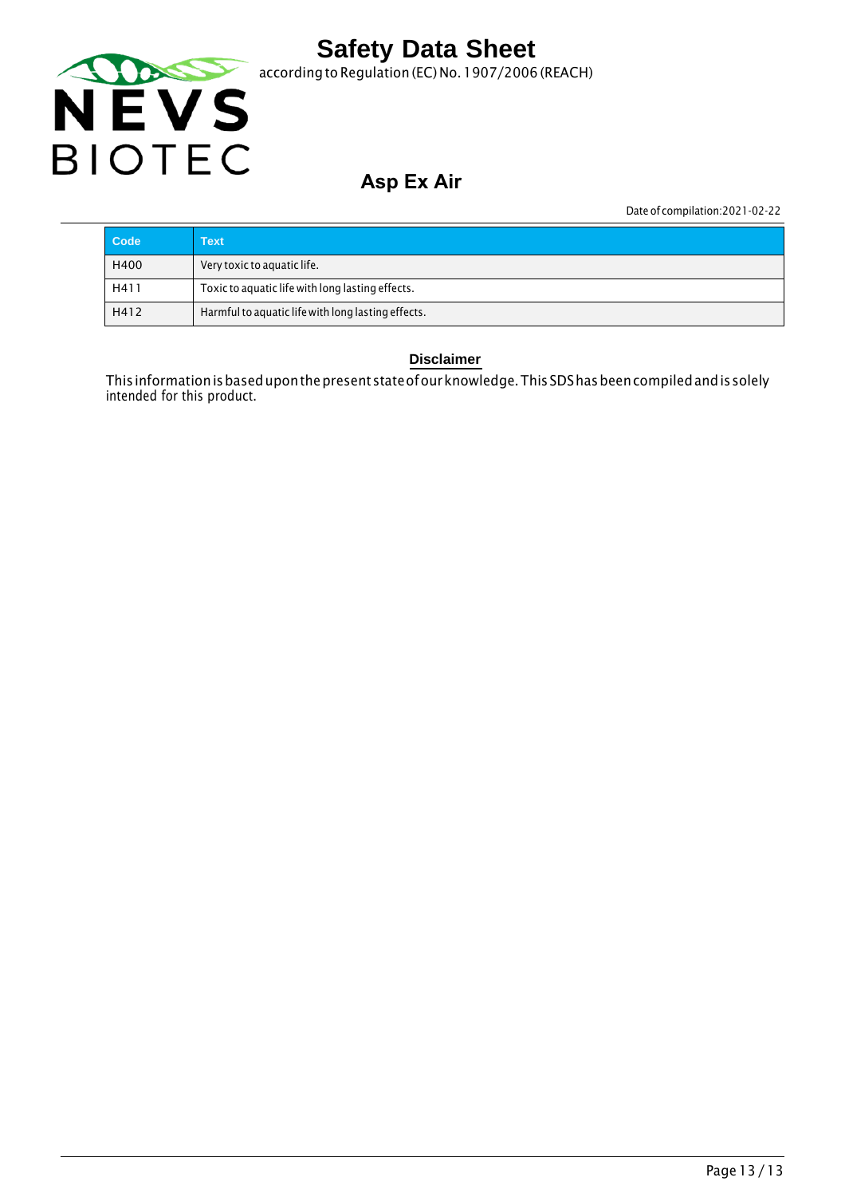| Code | Text |
| --- | --- |
| H400 | Very toxic to aquatic life. |
| H411 | Toxic to aquatic life with long lasting effects. |
| H412 | Harmful to aquatic life with long lasting effects. |

## Disclaimer

This information is based upon the present state of our knowledge. This SDS has been compiled and is solely intended for this product.